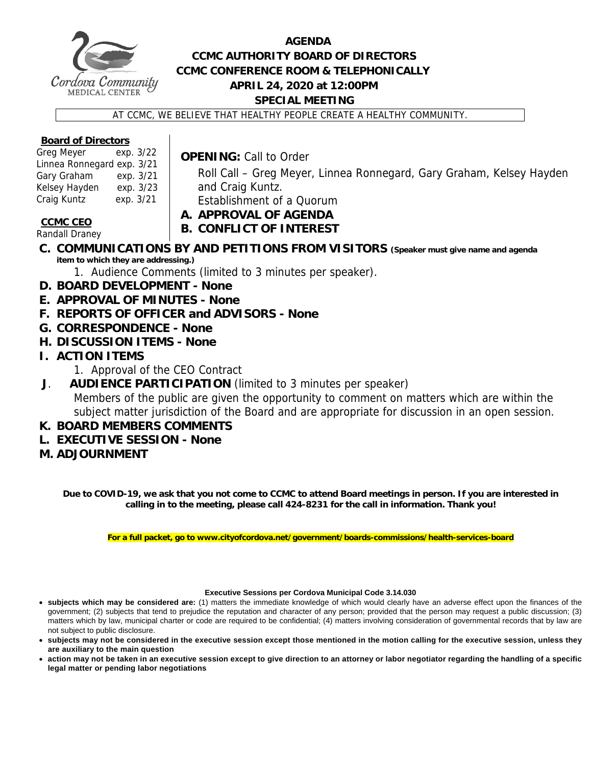# AGENDA
## CCMC AUTHORITY BOARD OF DIRECTORS
## CCMC CONFERENCE ROOM & TELEPHONICALLY
## APRIL 24, 2020 at 12:00PM
## SPECIAL MEETING

AT CCMC, WE BELIEVE THAT HEALTHY PEOPLE CREATE A HEALTHY COMMUNITY.

**Board of Directors**

| | |
|---|---|
| Greg Meyer | exp. 3/22 |
| Linnea Ronnegard | exp. 3/21 |
| Gary Graham | exp. 3/21 |
| Kelsey Hayden | exp. 3/23 |
| Craig Kuntz | exp. 3/21 |

**CCMC CEO**
Randall Draney

**OPENING:** Call to Order

Roll Call – Greg Meyer, Linnea Ronnegard, Gary Graham, Kelsey Hayden and Craig Kuntz.

Establishment of a Quorum

**A. APPROVAL OF AGENDA**

**B. CONFLICT OF INTEREST**

**C. COMMUNICATIONS BY AND PETITIONS FROM VISITORS** **(Speaker must give name and agenda item to which they are addressing.)**

1. Audience Comments (limited to 3 minutes per speaker).

**D. BOARD DEVELOPMENT - None**

**E. APPROVAL OF MINUTES - None**

**F. REPORTS OF OFFICER and ADVISORS - None**

**G. CORRESPONDENCE - None**

**H. DISCUSSION ITEMS - None**

**I. ACTION ITEMS**

1. Approval of the CEO Contract

**J. AUDIENCE PARTICIPATION** (limited to 3 minutes per speaker)

Members of the public are given the opportunity to comment on matters which are within the subject matter jurisdiction of the Board and are appropriate for discussion in an open session.

**K. BOARD MEMBERS COMMENTS**

**L. EXECUTIVE SESSION - None**

**M. ADJOURNMENT**

**Due to COVID-19, we ask that you not come to CCMC to attend Board meetings in person. If you are interested in calling in to the meeting, please call 424-8231 for the call in information. Thank you!**

**For a full packet, go to www.cityofcordova.net/government/boards-commissions/health-services-board**

**Executive Sessions per Cordova Municipal Code 3.14.030**

- **subjects which may be considered are:** (1) matters the immediate knowledge of which would clearly have an adverse effect upon the finances of the government; (2) subjects that tend to prejudice the reputation and character of any person; provided that the person may request a public discussion; (3) matters which by law, municipal charter or code are required to be confidential; (4) matters involving consideration of governmental records that by law are not subject to public disclosure.
- **subjects may not be considered in the executive session except those mentioned in the motion calling for the executive session, unless they are auxiliary to the main question**
- **action may not be taken in an executive session except to give direction to an attorney or labor negotiator regarding the handling of a specific legal matter or pending labor negotiations**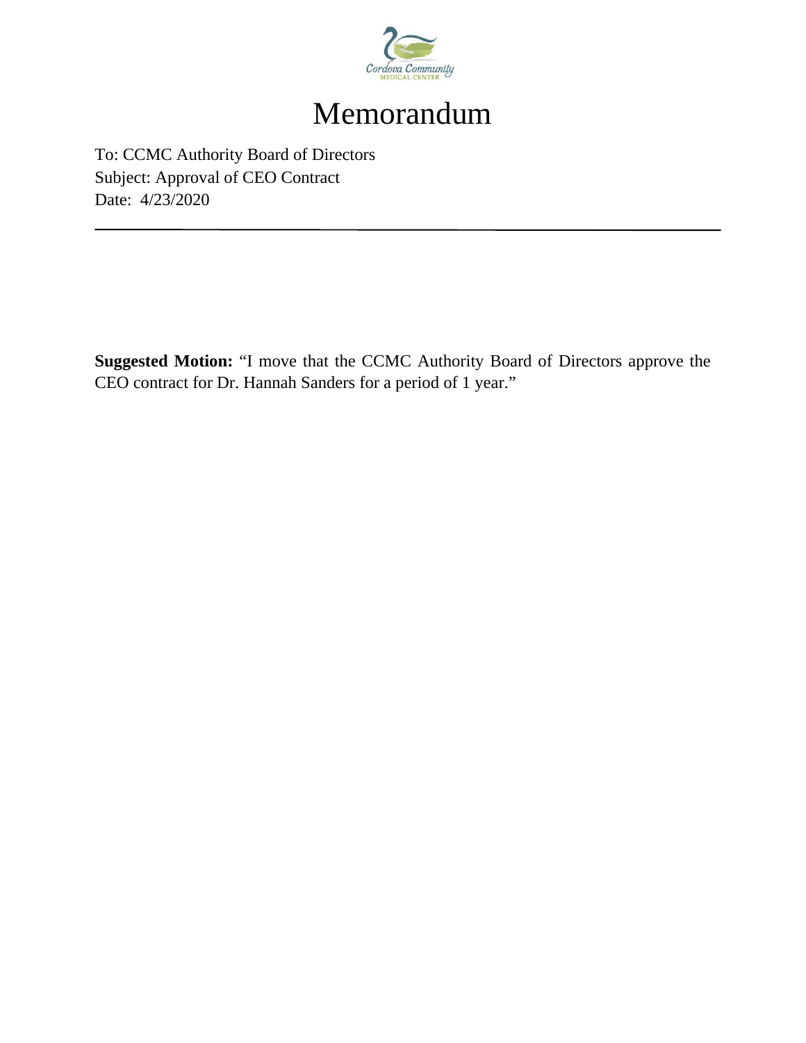# Memorandum

To: CCMC Authority Board of Directors
Subject: Approval of CEO Contract
Date: 4/23/2020

---

**Suggested Motion:** "I move that the CCMC Authority Board of Directors approve the CEO contract for Dr. Hannah Sanders for a period of 1 year."